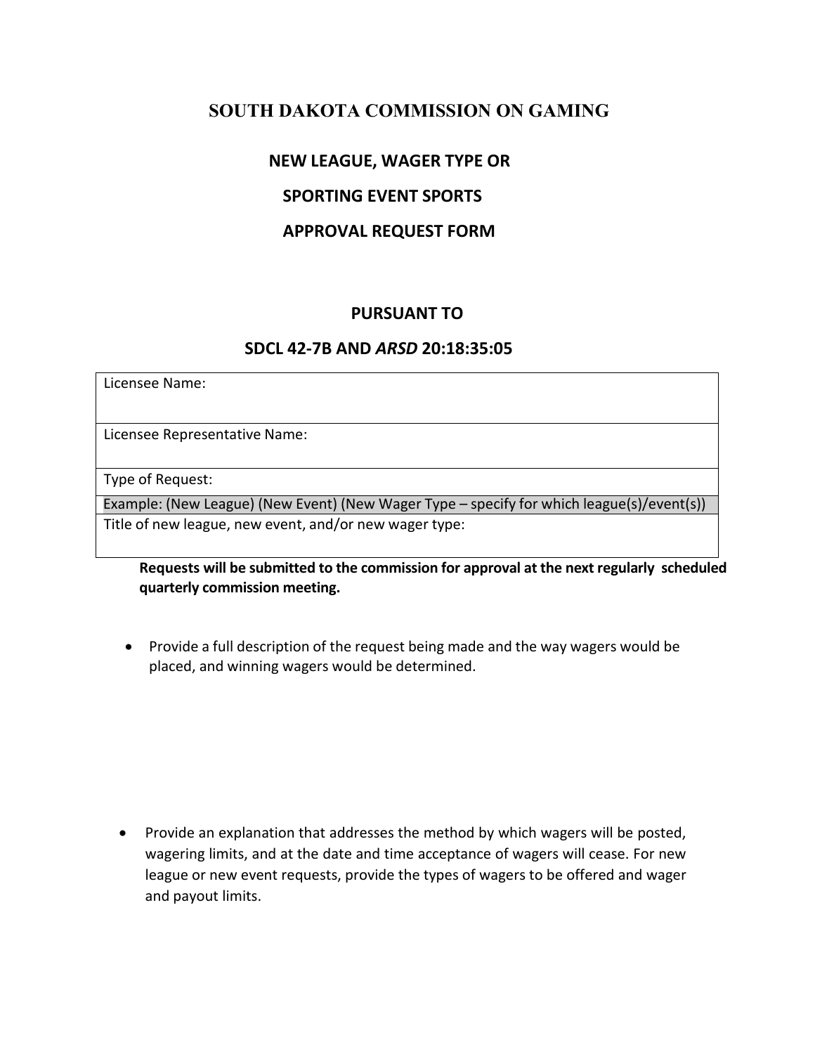# SOUTH DAKOTA COMMISSION ON GAMING

## NEW LEAGUE, WAGER TYPE OR SPORTING EVENT SPORTS APPROVAL REQUEST FORM

### PURSUANT TO

### SDCL 42-7B AND *ARSD* 20:18:35:05

| |
|---|
| Licensee Name: |
| Licensee Representative Name: |
| Type of Request: |
| Example: (New League) (New Event) (New Wager Type – specify for which league(s)/event(s)) |
| Title of new league, new event, and/or new wager type: |

**Requests will be submitted to the commission for approval at the next regularly scheduled quarterly commission meeting.**

- Provide a full description of the request being made and the way wagers would be placed, and winning wagers would be determined.

- Provide an explanation that addresses the method by which wagers will be posted, wagering limits, and at the date and time acceptance of wagers will cease. For new league or new event requests, provide the types of wagers to be offered and wager and payout limits.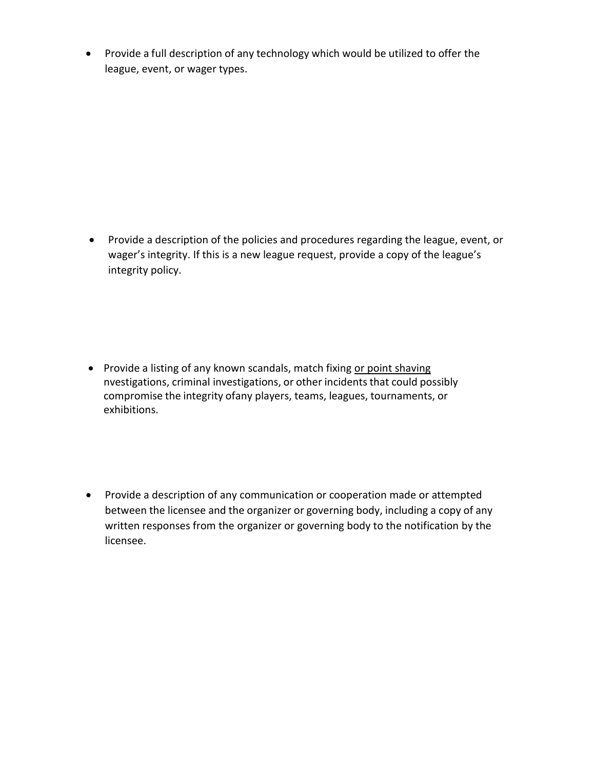- Provide a full description of any technology which would be utilized to offer the league, event, or wager types.

- Provide a description of the policies and procedures regarding the league, event, or wager's integrity. If this is a new league request, provide a copy of the league's integrity policy.

- Provide a listing of any known scandals, match fixing <u>or point shaving</u> nvestigations, criminal investigations, or other incidents that could possibly compromise the integrity ofany players, teams, leagues, tournaments, or exhibitions.

- Provide a description of any communication or cooperation made or attempted between the licensee and the organizer or governing body, including a copy of any written responses from the organizer or governing body to the notification by the licensee.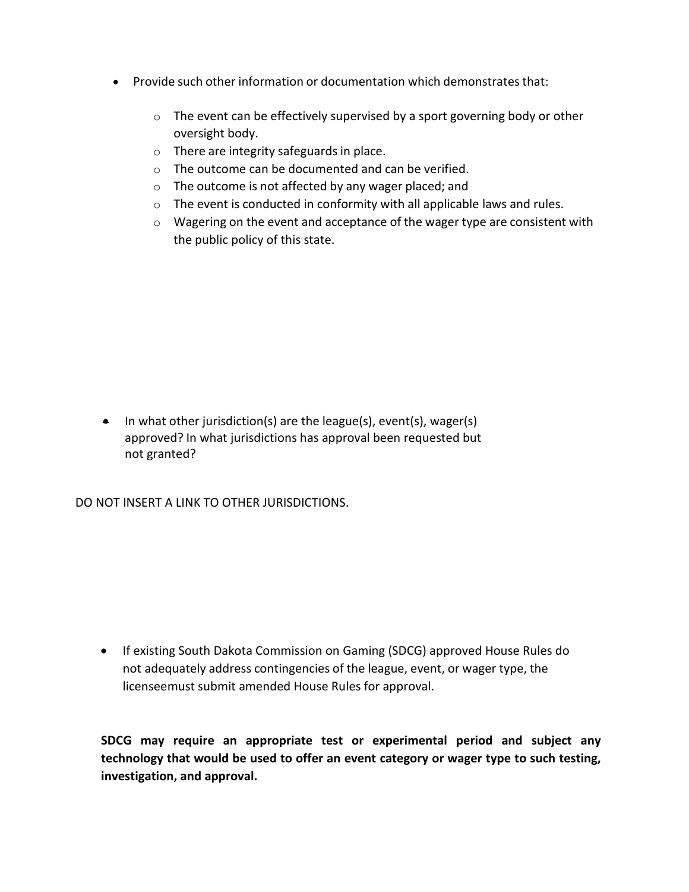- Provide such other information or documentation which demonstrates that:
  - The event can be effectively supervised by a sport governing body or other oversight body.
  - There are integrity safeguards in place.
  - The outcome can be documented and can be verified.
  - The outcome is not affected by any wager placed; and
  - The event is conducted in conformity with all applicable laws and rules.
  - Wagering on the event and acceptance of the wager type are consistent with the public policy of this state.

- In what other jurisdiction(s) are the league(s), event(s), wager(s) approved? In what jurisdictions has approval been requested but not granted?

DO NOT INSERT A LINK TO OTHER JURISDICTIONS.

- If existing South Dakota Commission on Gaming (SDCG) approved House Rules do not adequately address contingencies of the league, event, or wager type, the licenseemust submit amended House Rules for approval.

**SDCG may require an appropriate test or experimental period and subject any technology that would be used to offer an event category or wager type to such testing, investigation, and approval.**